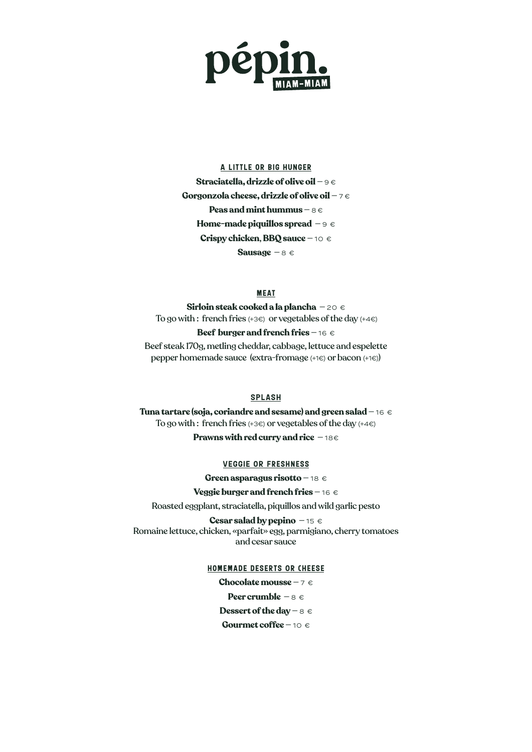# pépin.

MIAM-MIAM

## A LITTLE OR BIG HUNGER

**Straciatella, drizzle of olive oil** – 9 €

**Gorgonzola cheese, drizzle of olive oil** – 7 €

**Peas and mint hummus** – 8 €

**Home-made piquillos spread** – 9 €

**Crispy chicken, BBQ sauce** – 10 €

**Sausage** – 8 €

## MEAT

**Sirloin steak cooked a la plancha** – 20 €

To go with : french fries (+3€) or vegetables of the day (+4€)

**Beef burger and french fries** – 16 €

Beef steak 170g, metling cheddar, cabbage, lettuce and espelette pepper homemade sauce (extra-fromage (+1€) or bacon (+1€))

## SPLASH

**Tuna tartare (soja, coriandre and sesame) and green salad** – 16 €

To go with : french fries (+3€) or vegetables of the day (+4€)

**Prawns with red curry and rice** – 18€

## VEGGIE OR FRESHNESS

**Green asparagus risotto** – 18 €

**Veggie burger and french fries** – 16 €

Roasted eggplant, straciatella, piquillos and wild garlic pesto

**Cesar salad by pepino** – 15 €

Romaine lettuce, chicken, «parfait» egg, parmigiano, cherry tomatoes and cesar sauce

## HOMEMADE DESERTS OR CHEESE

**Chocolate mousse** – 7 €

**Peer crumble** – 8 €

**Dessert of the day** – 8 €

**Gourmet coffee** – 10 €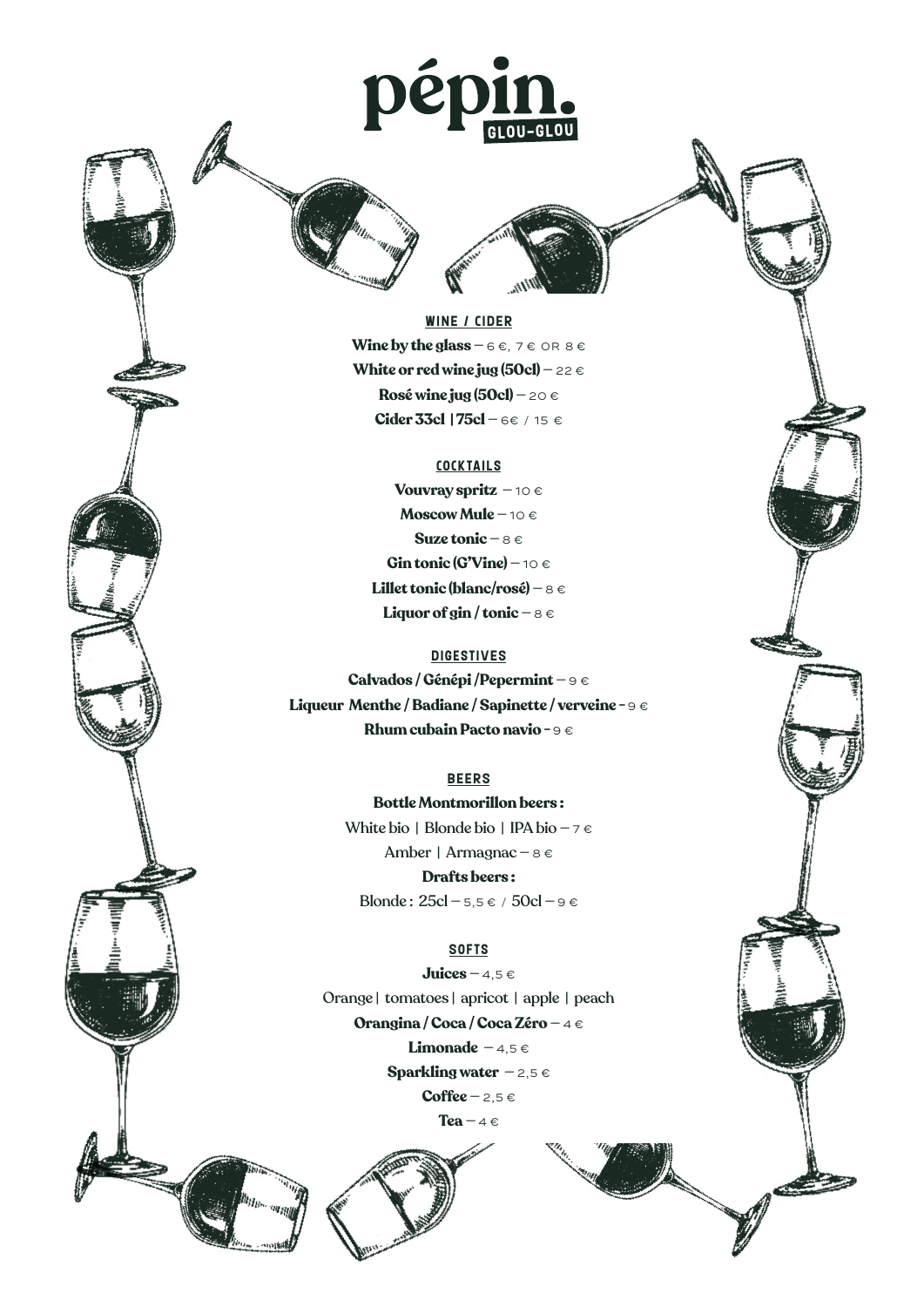# pépin.

GLOU-GLOU

## WINE / CIDER

**Wine by the glass** – 6 €, 7 € OR 8 €

**White or red wine jug (50cl)** – 22 €

**Rosé wine jug (50cl)** – 20 €

**Cider 33cl | 75cl** – 6€ / 15 €

## COCKTAILS

**Vouvray spritz** – 10 €

**Moscow Mule** – 10 €

**Suze tonic** – 8 €

**Gin tonic (G'Vine)** – 10 €

**Lillet tonic (blanc/rosé)** – 8 €

**Liquor of gin / tonic** – 8 €

## DIGESTIVES

**Calvados / Génépi /Pepermint** – 9 €

**Liqueur Menthe / Badiane / Sapinette / verveine** - 9 €

**Rhum cubain Pacto navio** - 9 €

## BEERS

**Bottle Montmorillon beers :**

White bio | Blonde bio | IPA bio – 7 €

Amber | Armagnac – 8 €

**Drafts beers :**

Blonde : 25cl – 5,5 € / 50cl – 9 €

## SOFTS

**Juices** – 4,5 €

Orange | tomatoes | apricot | apple | peach

**Orangina / Coca / Coca Zéro** – 4 €

**Limonade** – 4,5 €

**Sparkling water** – 2,5 €

**Coffee** – 2,5 €

**Tea** – 4 €